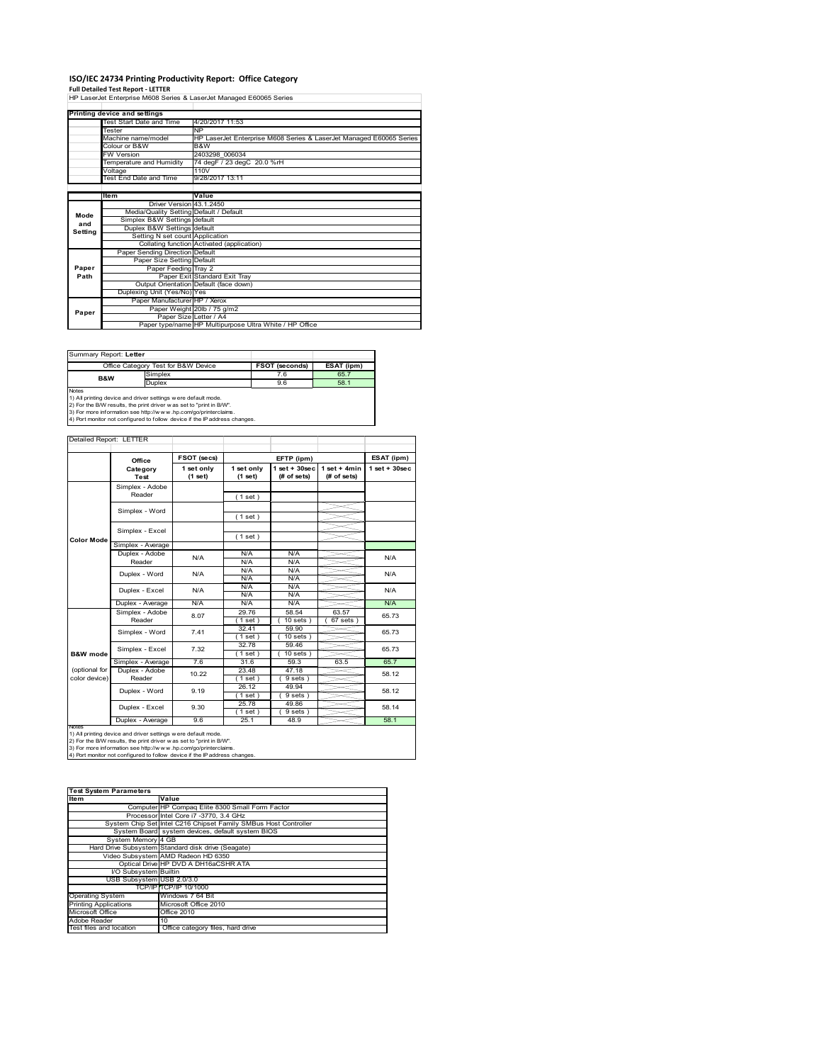# ISO/IEC 24734 Printing Productivity Report: Office Category

**Full Detailed Test Report - LETTER**

HP LaserJet Enterprise M608 Series & LaserJet Managed E60065 Series

| Printing device and settings | |
|---|---|
| Test Start Date and Time | 4/20/2017 11:53 |
| Tester | NP |
| Machine name/model | HP LaserJet Enterprise M608 Series & LaserJet Managed E60065 Series |
| Colour or B&W | B&W |
| FW Version | 2403298_006034 |
| Temperature and Humidity | 74 degF / 23 degC 20.0 %rH |
| Voltage | 110V |
| Test End Date and Time | 9/28/2017 13:11 |

| | Item | Value |
|---|---|---|
| Mode and Setting | Driver Version | 43.1.2450 |
| | Media/Quality Setting | Default / Default |
| | Simplex B&W Settings | default |
| | Duplex B&W Settings | default |
| | Setting N set count | Application |
| | Collating function | Activated (application) |
| Paper Path | Paper Sending Direction | Default |
| | Paper Size Setting | Default |
| | Paper Feeding | Tray 2 |
| | Paper Exit | Standard Exit Tray |
| | Output Orientation | Default (face down) |
| | Duplexing Unit (Yes/No) | Yes |
| Paper | Paper Manufacturer | HP / Xerox |
| | Paper Weight | 20lb / 75 g/m2 |
| | Paper Size | Letter / A4 |
| | Paper type/name | HP Multipurpose Ultra White / HP Office |

Summary Report: **Letter**

| Office Category Test for B&W Device | | FSOT (seconds) | ESAT (ipm) |
|---|---|---|---|
| B&W | Simplex | 7.6 | 65.7 |
| | Duplex | 9.6 | 58.1 |

Notes
1) All printing device and driver settings were default mode.
2) For the B/W results, the print driver was set to "print in B/W".
3) For more information see http://www.hp.com/go/printerclaims.
4) Port monitor not configured to follow device if the IP address changes.

Detailed Report: LETTER

| | Office Category Test | FSOT (secs) 1 set only (1 set) | EFTP (ipm) 1 set only (1 set) | EFTP (ipm) 1 set + 30sec (# of sets) | EFTP (ipm) 1 set + 4min (# of sets) | ESAT (ipm) 1 set + 30sec |
|---|---|---|---|---|---|---|
| Color Mode | Simplex - Adobe Reader | | (1 set) | | | |
| | Simplex - Word | | (1 set) | | | |
| | Simplex - Excel | | (1 set) | | | |
| | Simplex - Average | | | | | |
| | Duplex - Adobe Reader | N/A | N/A<br>N/A | N/A<br>N/A | | N/A |
| | Duplex - Word | N/A | N/A<br>N/A | N/A<br>N/A | | N/A |
| | Duplex - Excel | N/A | N/A<br>N/A | N/A<br>N/A | | N/A |
| | Duplex - Average | N/A | N/A | N/A | | N/A |
| B&W mode (optional for color device) | Simplex - Adobe Reader | 8.07 | 29.76<br>(1 set) | 58.54<br>(10 sets) | 63.57<br>(67 sets) | 65.73 |
| | Simplex - Word | 7.41 | 32.41<br>(1 set) | 59.90<br>(10 sets) | | 65.73 |
| | Simplex - Excel | 7.32 | 32.78<br>(1 set) | 59.46<br>(10 sets) | | 65.73 |
| | Simplex - Average | 7.6 | 31.6 | 59.3 | 63.5 | 65.7 |
| | Duplex - Adobe Reader | 10.22 | 23.48<br>(1 set) | 47.18<br>(9 sets) | | 58.12 |
| | Duplex - Word | 9.19 | 26.12<br>(1 set) | 49.94<br>(9 sets) | | 58.12 |
| | Duplex - Excel | 9.30 | 25.78<br>(1 set) | 49.86<br>(9 sets) | | 58.14 |
| | Duplex - Average | 9.6 | 25.1 | 48.9 | | 58.1 |

Notes
1) All printing device and driver settings were default mode.
2) For the B/W results, the print driver was set to "print in B/W".
3) For more information see http://www.hp.com/go/printerclaims.
4) Port monitor not configured to follow device if the IP address changes.

| Test System Parameters | |
|---|---|
| **Item** | **Value** |
| Computer | HP Compaq Elite 8300 Small Form Factor |
| Processor | Intel Core i7 -3770, 3.4 GHz |
| System Chip Set | Intel C216 Chipset Family SMBus Host Controller |
| System Board | system devices, default system BIOS |
| System Memory | 4 GB |
| Hard Drive Subsystem | Standard disk drive (Seagate) |
| Video Subsystem | AMD Radeon HD 6350 |
| Optical Drive | HP DVD A DH16aCSHR ATA |
| I/O Subsystem | Builtin |
| USB Subsystem | USB 2.0/3.0 |
| TCP/IP | TCP/IP 10/1000 |
| Operating System | Windows 7 64 Bit |
| Printing Applications | Microsoft Office 2010 |
| Microsoft Office | Office 2010 |
| Adobe Reader | 10 |
| Test files and location | Office category files, hard drive |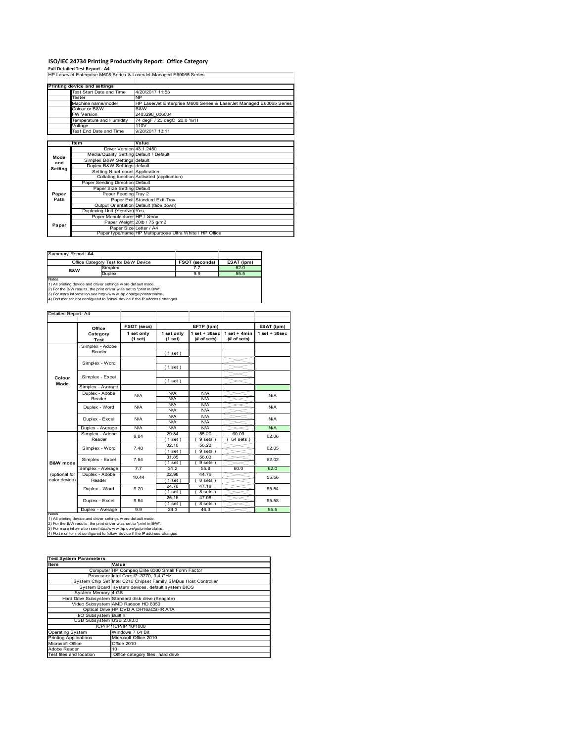# ISO/IEC 24734 Printing Productivity Report: Office Category

**Full Detailed Test Report - A4**

HP LaserJet Enterprise M608 Series & LaserJet Managed E60065 Series

| Printing device and settings | | |
|---|---|---|
| | Test Start Date and Time | 4/20/2017 11:53 |
| | Tester | NP |
| | Machine name/model | HP LaserJet Enterprise M608 Series & LaserJet Managed E60065 Series |
| | Colour or B&W | B&W |
| | FW Version | 2403298_006034 |
| | Temperature and Humidity | 74 degF / 23 degC 20.0 %rH |
| | Voltage | 110V |
| | Test End Date and Time | 9/28/2017 13:11 |

| | Item | Value |
|---|---|---|
| Mode and Setting | Driver Version | 43.1.2450 |
| | Media/Quality Setting | Default / Default |
| | Simplex B&W Settings | default |
| | Duplex B&W Settings | default |
| | Setting N set count | Application |
| | Collating function | Activated (application) |
| Paper Path | Paper Sending Direction | Default |
| | Paper Size Setting | Default |
| | Paper Feeding | Tray 2 |
| | Paper Exit | Standard Exit Tray |
| | Output Orientation | Default (face down) |
| | Duplexing Unit (Yes/No) | Yes |
| Paper | Paper Manufacturer | HP / Xerox |
| | Paper Weight | 20lb / 75 g/m2 |
| | Paper Size | Letter / A4 |
| | Paper type/name | HP Multipurpose Ultra White / HP Office |

Summary Report: **A4**

| Office Category Test for B&W Device | | FSOT (seconds) | ESAT (ipm) |
|---|---|---|---|
| B&W | Simplex | 7.7 | 62.0 |
| | Duplex | 9.9 | 55.5 |

Notes
1) All printing device and driver settings were default mode.
2) For the B/W results, the print driver was set to "print in B/W".
3) For more information see http://www.hp.com/go/printerclaims.
4) Port monitor not configured to follow device if the IP address changes.

Detailed Report: A4

| | Office Category Test | FSOT (secs) 1 set only (1 set) | EFTP (ipm) 1 set only (1 set) | EFTP (ipm) 1 set + 30sec (# of sets) | EFTP (ipm) 1 set + 4min (# of sets) | ESAT (ipm) 1 set + 30sec |
|---|---|---|---|---|---|---|
| Colour Mode | Simplex - Adobe Reader | | (1 set) | | | |
| | Simplex - Word | | (1 set) | | | |
| | Simplex - Excel | | (1 set) | | | |
| | Simplex - Average | | | | | |
| | Duplex - Adobe Reader | N/A | N/A N/A | N/A N/A | | N/A |
| | Duplex - Word | N/A | N/A N/A | N/A N/A | | N/A |
| | Duplex - Excel | N/A | N/A N/A | N/A N/A | | N/A |
| | Duplex - Average | N/A | N/A | N/A | | N/A |
| B&W mode (optional for color device) | Simplex - Adobe Reader | 8.04 | 29.84 (1 set) | 55.20 (9 sets) | 60.09 (64 sets) | 62.06 |
| | Simplex - Word | 7.48 | 32.10 (1 set) | 56.22 (9 sets) | | 62.05 |
| | Simplex - Excel | 7.54 | 31.85 (1 set) | 56.03 (9 sets) | | 62.02 |
| | Simplex - Average | 7.7 | 31.2 | 55.8 | 60.0 | 62.0 |
| | Duplex - Adobe Reader | 10.44 | 22.98 (1 set) | 44.76 (8 sets) | | 55.56 |
| | Duplex - Word | 9.70 | 24.76 (1 set) | 47.18 (8 sets) | | 55.54 |
| | Duplex - Excel | 9.54 | 25.16 (1 set) | 47.08 (8 sets) | | 55.58 |
| | Duplex - Average | 9.9 | 24.3 | 46.3 | | 55.5 |

Notes
1) All printing device and driver settings were default mode.
2) For the B/W results, the print driver was set to "print in B/W".
3) For more information see http://www.hp.com/go/printerclaims.
4) Port monitor not configured to follow device if the IP address changes.

| Test System Parameters | | |
|---|---|---|
| Item | | Value |
| | Computer | HP Compaq Elite 8300 Small Form Factor |
| | Processor | Intel Core i7 -3770, 3.4 GHz |
| | System Chip Set | Intel C216 Chipset Family SMBus Host Controller |
| | System Board | system devices, default system BIOS |
| | System Memory | 4 GB |
| | Hard Drive Subsystem | Standard disk drive (Seagate) |
| | Video Subsystem | AMD Radeon HD 6350 |
| | Optical Drive | HP DVD A DH16aCSHR ATA |
| | I/O Subsystem | Builtin |
| | USB Subsystem | USB 2.0/3.0 |
| | TCP/IP | TCP/IP 10/1000 |
| Operating System | | Windows 7 64 Bit |
| Printing Applications | | Microsoft Office 2010 |
| Microsoft Office | | Office 2010 |
| Adobe Reader | | 10 |
| Test files and location | | Office category files, hard drive |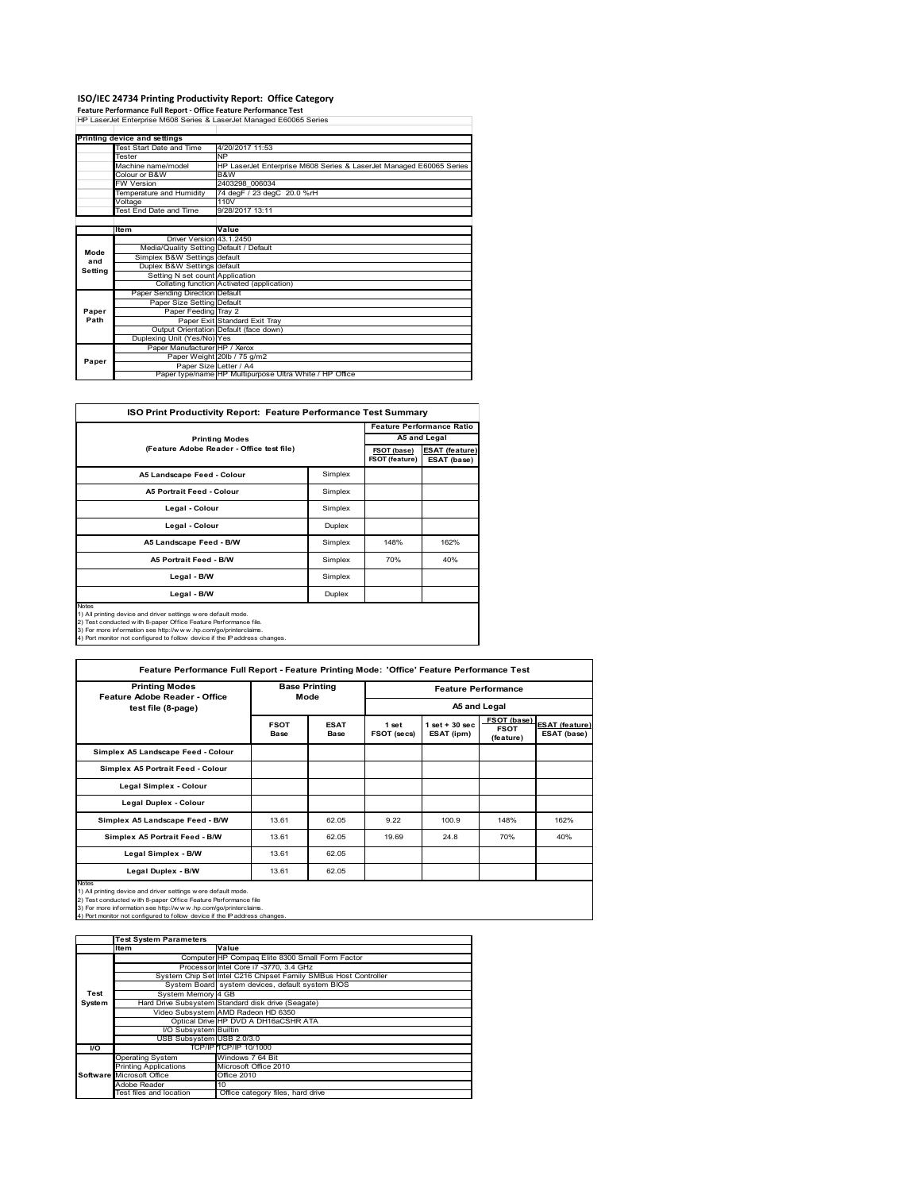# ISO/IEC 24734 Printing Productivity Report: Office Category

**Feature Performance Full Report - Office Feature Performance Test**

HP LaserJet Enterprise M608 Series & LaserJet Managed E60065 Series

| Printing device and settings | |
|---|---|
| Test Start Date and Time | 4/20/2017 11:53 |
| Tester | NP |
| Machine name/model | HP LaserJet Enterprise M608 Series & LaserJet Managed E60065 Series |
| Colour or B&W | B&W |
| FW Version | 2403298_006034 |
| Temperature and Humidity | 74 degF / 23 degC 20.0 %rH |
| Voltage | 110V |
| Test End Date and Time | 9/28/2017 13:11 |

| | Item | Value |
|---|---|---|
| Mode and Setting | Driver Version | 43.1.2450 |
| | Media/Quality Setting | Default / Default |
| | Simplex B&W Settings | default |
| | Duplex B&W Settings | default |
| | Setting N set count | Application |
| | Collating function | Activated (application) |
| Paper Path | Paper Sending Direction | Default |
| | Paper Size Setting | Default |
| | Paper Feeding | Tray 2 |
| | Paper Exit | Standard Exit Tray |
| | Output Orientation | Default (face down) |
| | Duplexing Unit (Yes/No) | Yes |
| Paper | Paper Manufacturer | HP / Xerox |
| | Paper Weight | 20lb / 75 g/m2 |
| | Paper Size | Letter / A4 |
| | Paper type/name | HP Multipurpose Ultra White / HP Office |

**ISO Print Productivity Report: Feature Performance Test Summary**

| Printing Modes (Feature Adobe Reader - Office test file) | | Feature Performance Ratio A5 and Legal | |
|---|---|---|---|
| | | FSOT (base) / FSOT (feature) | ESAT (feature) / ESAT (base) |
| A5 Landscape Feed - Colour | Simplex | | |
| A5 Portrait Feed - Colour | Simplex | | |
| Legal - Colour | Simplex | | |
| Legal - Colour | Duplex | | |
| A5 Landscape Feed - B/W | Simplex | 148% | 162% |
| A5 Portrait Feed - B/W | Simplex | 70% | 40% |
| Legal - B/W | Simplex | | |
| Legal - B/W | Duplex | | |

Notes
1) All printing device and driver settings were default mode.
2) Test conducted with 8-paper Office Feature Performance file.
3) For more information see http://www.hp.com/go/printerclaims.
4) Port monitor not configured to follow device if the IP address changes.

**Feature Performance Full Report - Feature Printing Mode: 'Office' Feature Performance Test**

| Printing Modes Feature Adobe Reader - Office test file (8-page) | Base Printing Mode | | Feature Performance A5 and Legal | | | |
|---|---|---|---|---|---|---|
| | FSOT Base | ESAT Base | 1 set FSOT (secs) | 1 set + 30 sec ESAT (ipm) | FSOT (base) / FSOT (feature) | ESAT (feature) / ESAT (base) |
| Simplex A5 Landscape Feed - Colour | | | | | | |
| Simplex A5 Portrait Feed - Colour | | | | | | |
| Legal Simplex - Colour | | | | | | |
| Legal Duplex - Colour | | | | | | |
| Simplex A5 Landscape Feed - B/W | 13.61 | 62.05 | 9.22 | 100.9 | 148% | 162% |
| Simplex A5 Portrait Feed - B/W | 13.61 | 62.05 | 19.69 | 24.8 | 70% | 40% |
| Legal Simplex - B/W | 13.61 | 62.05 | | | | |
| Legal Duplex - B/W | 13.61 | 62.05 | | | | |

Notes
1) All printing device and driver settings were default mode.
2) Test conducted with 8-paper Office Feature Performance file
3) For more information see http://www.hp.com/go/printerclaims.
4) Port monitor not configured to follow device if the IP address changes.

| Test System Parameters | Item | Value |
|---|---|---|
| Test System | Computer | HP Compaq Elite 8300 Small Form Factor |
| | Processor | Intel Core i7 -3770, 3.4 GHz |
| | System Chip Set | Intel C216 Chipset Family SMBus Host Controller |
| | System Board | system devices, default system BIOS |
| | System Memory | 4 GB |
| | Hard Drive Subsystem | Standard disk drive (Seagate) |
| | Video Subsystem | AMD Radeon HD 6350 |
| | Optical Drive | HP DVD A DH16aCSHR ATA |
| | I/O Subsystem | Builtin |
| | USB Subsystem | USB 2.0/3.0 |
| I/O | TCP/IP | TCP/IP 10/1000 |
| Software | Operating System | Windows 7 64 Bit |
| | Printing Applications | Microsoft Office 2010 |
| | Microsoft Office | Office 2010 |
| | Adobe Reader | 10 |
| | Test files and location | Office category files, hard drive |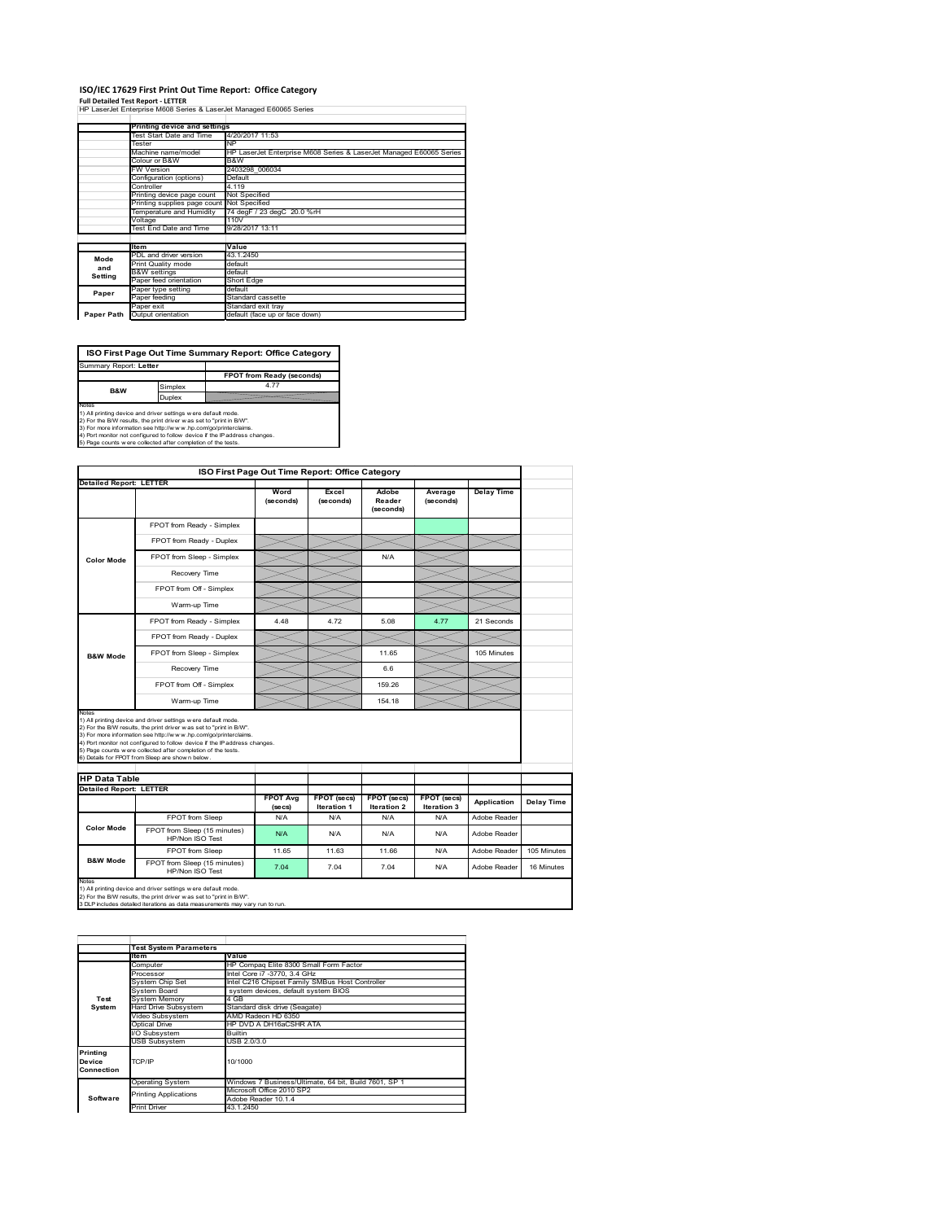# ISO/IEC 17629 First Print Out Time Report: Office Category

**Full Detailed Test Report - LETTER**

HP LaserJet Enterprise M608 Series & LaserJet Managed E60065 Series

| | Printing device and settings | |
|---|---|---|
| | Test Start Date and Time | 4/20/2017 11:53 |
| | Tester | NP |
| | Machine name/model | HP LaserJet Enterprise M608 Series & LaserJet Managed E60065 Series |
| | Colour or B&W | B&W |
| | FW Version | 2403298_006034 |
| | Configuration (options) | Default |
| | Controller | 4.119 |
| | Printing device page count | Not Specified |
| | Printing supplies page count | Not Specified |
| | Temperature and Humidity | 74 degF / 23 degC 20.0 %rH |
| | Voltage | 110V |
| | Test End Date and Time | 9/28/2017 13:11 |

| | Item | Value |
|---|---|---|
| Mode and Setting | PDL and driver version | 43.1.2450 |
| | Print Quality mode | default |
| | B&W settings | default |
| | Paper feed orientation | Short Edge |
| Paper | Paper type setting | default |
| | Paper feeding | Standard cassette |
| | Paper exit | Standard exit tray |
| Paper Path | Output orientation | default (face up or face down) |

**ISO First Page Out Time Summary Report: Office Category**

| Summary Report: Letter | | |
|---|---|---|
| | | FPOT from Ready (seconds) |
| B&W | Simplex | 4.77 |
| | Duplex | |

Notes
1) All printing device and driver settings were default mode.
2) For the B/W results, the print driver was set to "print in B/W".
3) For more information see http://www.hp.com/go/printerclaims.
4) Port monitor not configured to follow device if the IP address changes.
5) Page counts were collected after completion of the tests.

**ISO First Page Out Time Report: Office Category**

| Detailed Report: LETTER | | Word (seconds) | Excel (seconds) | Adobe Reader (seconds) | Average (seconds) | Delay Time |
|---|---|---|---|---|---|---|
| Color Mode | FPOT from Ready - Simplex | | | | | |
| | FPOT from Ready - Duplex | | | | | |
| | FPOT from Sleep - Simplex | | | N/A | | |
| | Recovery Time | | | | | |
| | FPOT from Off - Simplex | | | | | |
| | Warm-up Time | | | | | |
| B&W Mode | FPOT from Ready - Simplex | 4.48 | 4.72 | 5.08 | 4.77 | 21 Seconds |
| | FPOT from Ready - Duplex | | | | | |
| | FPOT from Sleep - Simplex | | | 11.65 | | 105 Minutes |
| | Recovery Time | | | 6.6 | | |
| | FPOT from Off - Simplex | | | 159.26 | | |
| | Warm-up Time | | | 154.18 | | |

Notes
1) All printing device and driver settings were default mode.
2) For the B/W results, the print driver was set to "print in B/W".
3) For more information see http://www.hp.com/go/printerclaims.
4) Port monitor not configured to follow device if the IP address changes.
5) Page counts were collected after completion of the tests.
6) Details for FPOT from Sleep are shown below.

**HP Data Table**

| Detailed Report: LETTER | | FPOT Avg (secs) | FPOT (secs) Iteration 1 | FPOT (secs) Iteration 2 | FPOT (secs) Iteration 3 | Application | Delay Time |
|---|---|---|---|---|---|---|---|
| Color Mode | FPOT from Sleep | N/A | N/A | N/A | N/A | Adobe Reader | |
| | FPOT from Sleep (15 minutes) HP/Non ISO Test | N/A | N/A | N/A | N/A | Adobe Reader | |
| B&W Mode | FPOT from Sleep | 11.65 | 11.63 | 11.66 | N/A | Adobe Reader | 105 Minutes |
| | FPOT from Sleep (15 minutes) HP/Non ISO Test | 7.04 | 7.04 | 7.04 | N/A | Adobe Reader | 16 Minutes |

Notes
1) All printing device and driver settings were default mode.
2) For the B/W results, the print driver was set to "print in B/W".
3 DLP includes detailed iterations as data measurements may vary run to run.

| | Test System Parameters | |
|---|---|---|
| | Item | Value |
| Test System | Computer | HP Compaq Elite 8300 Small Form Factor |
| | Processor | Intel Core i7 -3770, 3.4 GHz |
| | System Chip Set | Intel C216 Chipset Family SMBus Host Controller |
| | System Board | system devices, default system BIOS |
| | System Memory | 4 GB |
| | Hard Drive Subsystem | Standard disk drive (Seagate) |
| | Video Subsystem | AMD Radeon HD 6350 |
| | Optical Drive | HP DVD A DH16aCSHR ATA |
| | I/O Subsystem | Builtin |
| | USB Subsystem | USB 2.0/3.0 |
| Printing Device Connection | TCP/IP | 10/1000 |
| Software | Operating System | Windows 7 Business/Ultimate, 64 bit, Build 7601, SP 1 |
| | Printing Applications | Microsoft Office 2010 SP2 |
| | | Adobe Reader 10.1.4 |
| | Print Driver | 43.1.2450 |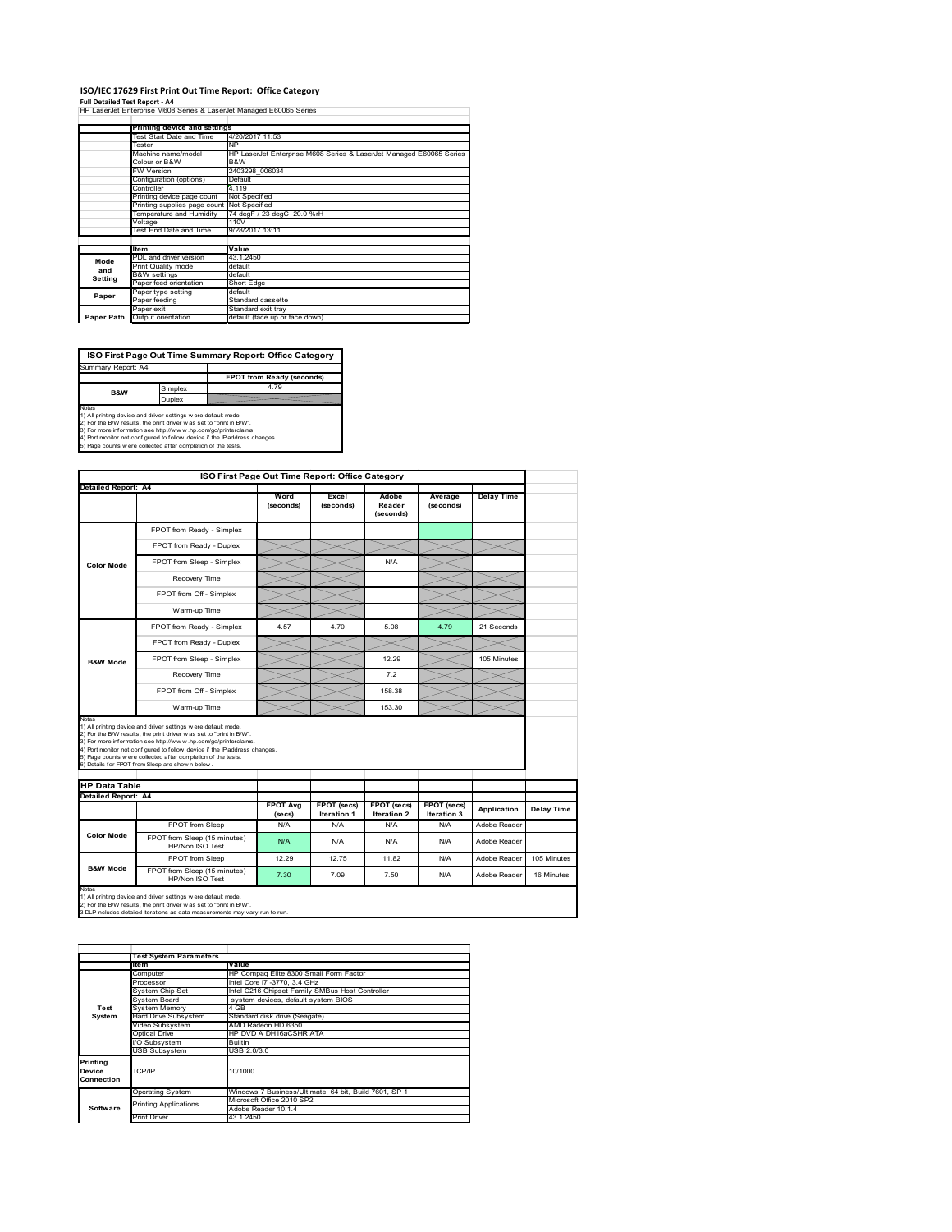## ISO/IEC 17629 First Print Out Time Report: Office Category

**Full Detailed Test Report - A4**

HP LaserJet Enterprise M608 Series & LaserJet Managed E60065 Series

| | Printing device and settings | |
|---|---|---|
| | Test Start Date and Time | 4/20/2017 11:53 |
| | Tester | NP |
| | Machine name/model | HP LaserJet Enterprise M608 Series & LaserJet Managed E60065 Series |
| | Colour or B&W | B&W |
| | FW Version | 2403298_006034 |
| | Configuration (options) | Default |
| | Controller | 4.119 |
| | Printing device page count | Not Specified |
| | Printing supplies page count | Not Specified |
| | Temperature and Humidity | 74 degF / 23 degC 20.0 %rH |
| | Voltage | 110V |
| | Test End Date and Time | 9/28/2017 13:11 |

| | Item | Value |
|---|---|---|
| Mode and Setting | PDL and driver version | 43.1.2450 |
| | Print Quality mode | default |
| | B&W settings | default |
| | Paper feed orientation | Short Edge |
| Paper | Paper type setting | default |
| | Paper feeding | Standard cassette |
| | Paper exit | Standard exit tray |
| Paper Path | Output orientation | default (face up or face down) |

### ISO First Page Out Time Summary Report: Office Category

| Summary Report: A4 | | |
|---|---|---|
| | | FPOT from Ready (seconds) |
| B&W | Simplex | 4.79 |
| | Duplex | |

Notes
1) All printing device and driver settings were default mode.
2) For the B/W results, the print driver was set to "print in B/W".
3) For more information see http://www.hp.com/go/printerclaims.
4) Port monitor not configured to follow device if the IP address changes.
5) Page counts were collected after completion of the tests.

### ISO First Page Out Time Report: Office Category

| Detailed Report: A4 | | Word (seconds) | Excel (seconds) | Adobe Reader (seconds) | Average (seconds) | Delay Time |
|---|---|---|---|---|---|---|
| Color Mode | FPOT from Ready - Simplex | | | | | |
| | FPOT from Ready - Duplex | | | | | |
| | FPOT from Sleep - Simplex | | | N/A | | |
| | Recovery Time | | | | | |
| | FPOT from Off - Simplex | | | | | |
| | Warm-up Time | | | | | |
| B&W Mode | FPOT from Ready - Simplex | 4.57 | 4.70 | 5.08 | 4.79 | 21 Seconds |
| | FPOT from Ready - Duplex | | | | | |
| | FPOT from Sleep - Simplex | | | 12.29 | | 105 Minutes |
| | Recovery Time | | | 7.2 | | |
| | FPOT from Off - Simplex | | | 158.38 | | |
| | Warm-up Time | | | 153.30 | | |

Notes
1) All printing device and driver settings were default mode.
2) For the B/W results, the print driver was set to "print in B/W".
3) For more information see http://www.hp.com/go/printerclaims.
4) Port monitor not configured to follow device if the IP address changes.
5) Page counts were collected after completion of the tests.
6) Details for FPOT from Sleep are shown below.

### HP Data Table

| Detailed Report: A4 | | FPOT Avg (secs) | FPOT (secs) Iteration 1 | FPOT (secs) Iteration 2 | FPOT (secs) Iteration 3 | Application | Delay Time |
|---|---|---|---|---|---|---|---|
| Color Mode | FPOT from Sleep | N/A | N/A | N/A | N/A | Adobe Reader | |
| | FPOT from Sleep (15 minutes) HP/Non ISO Test | N/A | N/A | N/A | N/A | Adobe Reader | |
| B&W Mode | FPOT from Sleep | 12.29 | 12.75 | 11.82 | N/A | Adobe Reader | 105 Minutes |
| | FPOT from Sleep (15 minutes) HP/Non ISO Test | 7.30 | 7.09 | 7.50 | N/A | Adobe Reader | 16 Minutes |

Notes
1) All printing device and driver settings were default mode.
2) For the B/W results, the print driver was set to "print in B/W".
3 DLP includes detailed iterations as data measurements may vary run to run.

| | Test System Parameters | |
|---|---|---|
| | Item | Value |
| Test System | Computer | HP Compaq Elite 8300 Small Form Factor |
| | Processor | Intel Core i7 -3770, 3.4 GHz |
| | System Chip Set | Intel C216 Chipset Family SMBus Host Controller |
| | System Board | system devices, default system BIOS |
| | System Memory | 4 GB |
| | Hard Drive Subsystem | Standard disk drive (Seagate) |
| | Video Subsystem | AMD Radeon HD 6350 |
| | Optical Drive | HP DVD A DH16aCSHR ATA |
| | I/O Subsystem | Builtin |
| | USB Subsystem | USB 2.0/3.0 |
| Printing Device Connection | TCP/IP | 10/1000 |
| Software | Operating System | Windows 7 Business/Ultimate, 64 bit, Build 7601, SP 1 |
| | Printing Applications | Microsoft Office 2010 SP2<br>Adobe Reader 10.1.4 |
| | Print Driver | 43.1.2450 |